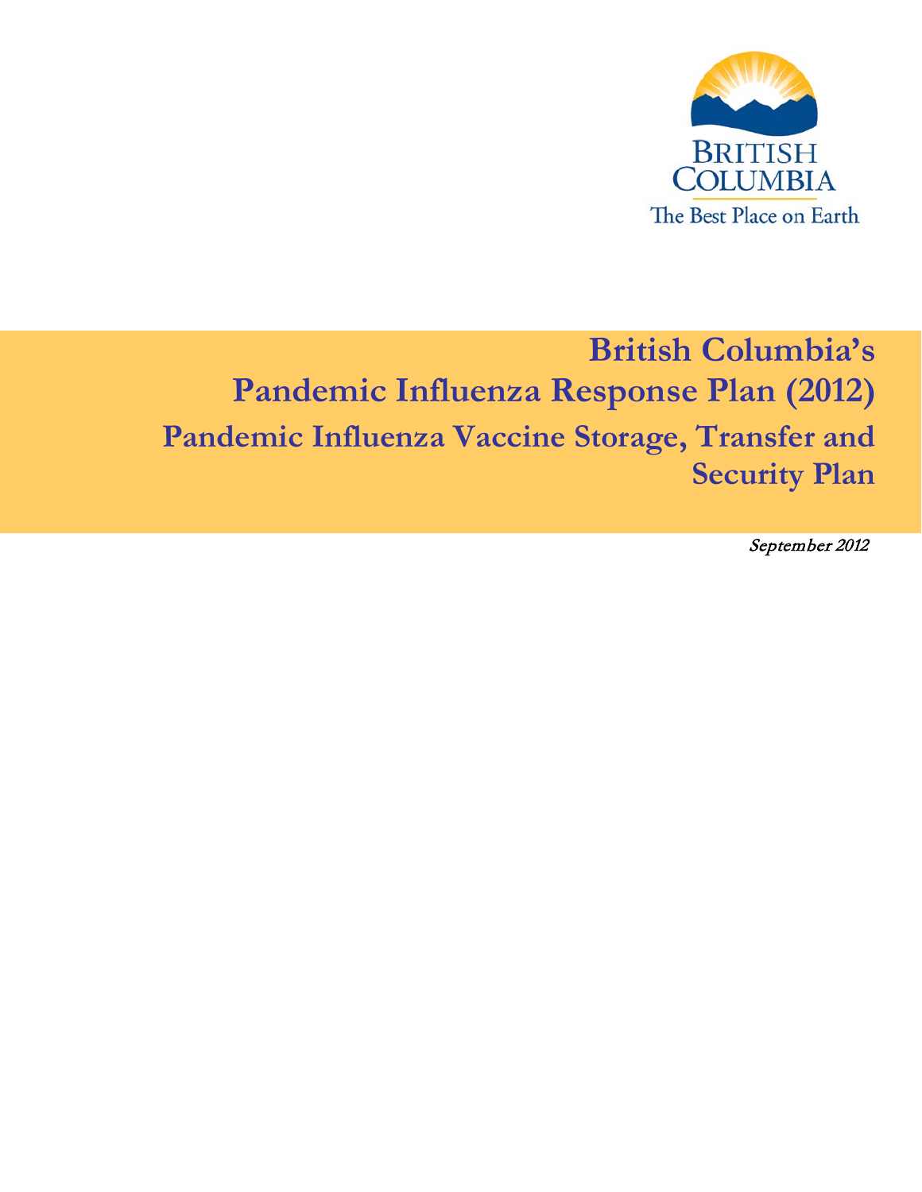BRITISH COLUMBIA

The Best Place on Earth

# British Columbia's Pandemic Influenza Response Plan (2012)

## Pandemic Influenza Vaccine Storage, Transfer and Security Plan

*September 2012*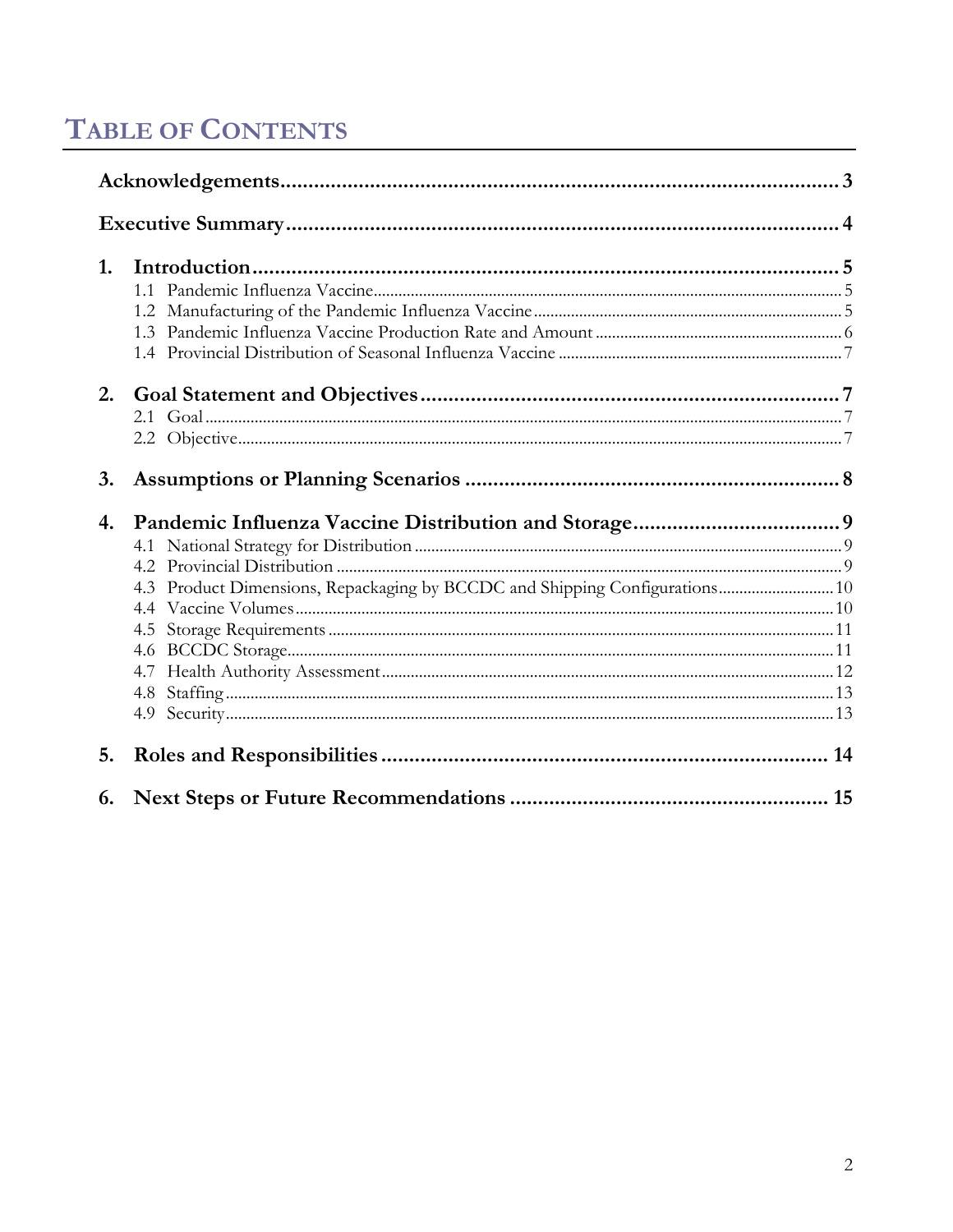# TABLE OF CONTENTS

**Acknowledgements** .......... 3

**Executive Summary** .......... 4

**1. Introduction** .......... 5

- 1.1 Pandemic Influenza Vaccine .......... 5
- 1.2 Manufacturing of the Pandemic Influenza Vaccine .......... 5
- 1.3 Pandemic Influenza Vaccine Production Rate and Amount .......... 6
- 1.4 Provincial Distribution of Seasonal Influenza Vaccine .......... 7

**2. Goal Statement and Objectives** .......... 7

- 2.1 Goal .......... 7
- 2.2 Objective .......... 7

**3. Assumptions or Planning Scenarios** .......... 8

**4. Pandemic Influenza Vaccine Distribution and Storage** .......... 9

- 4.1 National Strategy for Distribution .......... 9
- 4.2 Provincial Distribution .......... 9
- 4.3 Product Dimensions, Repackaging by BCCDC and Shipping Configurations .......... 10
- 4.4 Vaccine Volumes .......... 10
- 4.5 Storage Requirements .......... 11
- 4.6 BCCDC Storage .......... 11
- 4.7 Health Authority Assessment .......... 12
- 4.8 Staffing .......... 13
- 4.9 Security .......... 13

**5. Roles and Responsibilities** .......... 14

**6. Next Steps or Future Recommendations** .......... 15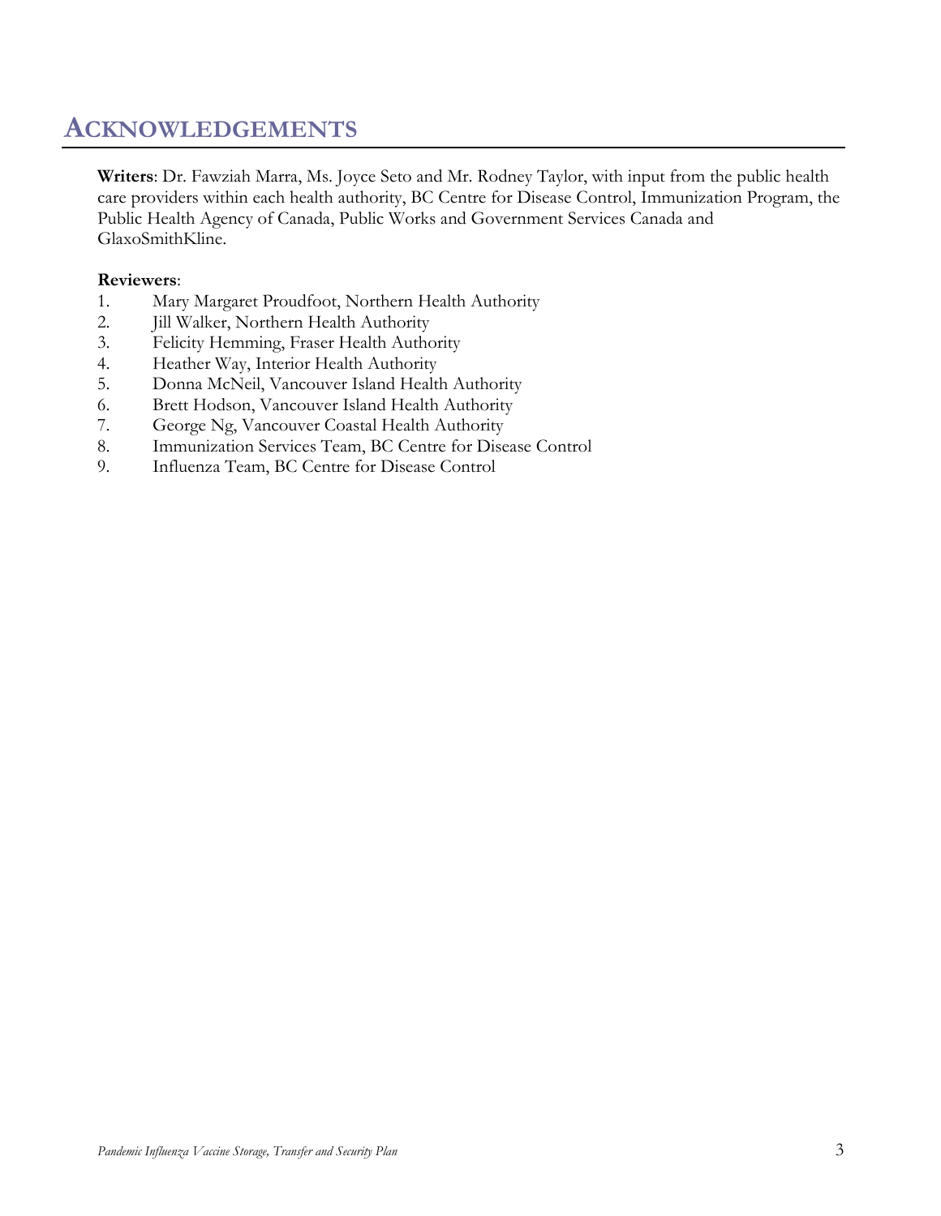# ACKNOWLEDGEMENTS

**Writers**: Dr. Fawziah Marra, Ms. Joyce Seto and Mr. Rodney Taylor, with input from the public health care providers within each health authority, BC Centre for Disease Control, Immunization Program, the Public Health Agency of Canada, Public Works and Government Services Canada and GlaxoSmithKline.

**Reviewers**:

1. Mary Margaret Proudfoot, Northern Health Authority
2. Jill Walker, Northern Health Authority
3. Felicity Hemming, Fraser Health Authority
4. Heather Way, Interior Health Authority
5. Donna McNeil, Vancouver Island Health Authority
6. Brett Hodson, Vancouver Island Health Authority
7. George Ng, Vancouver Coastal Health Authority
8. Immunization Services Team, BC Centre for Disease Control
9. Influenza Team, BC Centre for Disease Control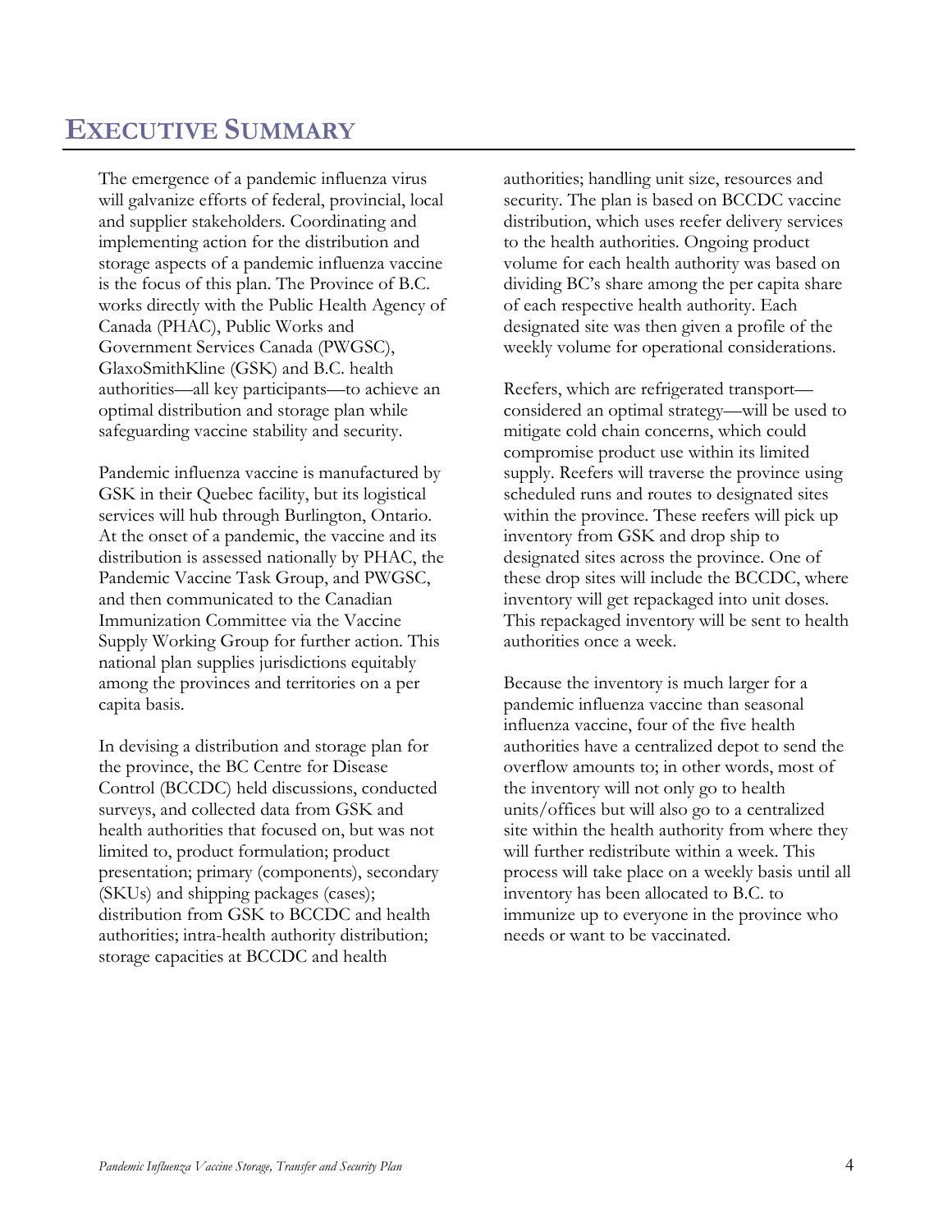# EXECUTIVE SUMMARY

The emergence of a pandemic influenza virus will galvanize efforts of federal, provincial, local and supplier stakeholders. Coordinating and implementing action for the distribution and storage aspects of a pandemic influenza vaccine is the focus of this plan. The Province of B.C. works directly with the Public Health Agency of Canada (PHAC), Public Works and Government Services Canada (PWGSC), GlaxoSmithKline (GSK) and B.C. health authorities—all key participants—to achieve an optimal distribution and storage plan while safeguarding vaccine stability and security.

Pandemic influenza vaccine is manufactured by GSK in their Quebec facility, but its logistical services will hub through Burlington, Ontario. At the onset of a pandemic, the vaccine and its distribution is assessed nationally by PHAC, the Pandemic Vaccine Task Group, and PWGSC, and then communicated to the Canadian Immunization Committee via the Vaccine Supply Working Group for further action. This national plan supplies jurisdictions equitably among the provinces and territories on a per capita basis.

In devising a distribution and storage plan for the province, the BC Centre for Disease Control (BCCDC) held discussions, conducted surveys, and collected data from GSK and health authorities that focused on, but was not limited to, product formulation; product presentation; primary (components), secondary (SKUs) and shipping packages (cases); distribution from GSK to BCCDC and health authorities; intra-health authority distribution; storage capacities at BCCDC and health authorities; handling unit size, resources and security. The plan is based on BCCDC vaccine distribution, which uses reefer delivery services to the health authorities. Ongoing product volume for each health authority was based on dividing BC's share among the per capita share of each respective health authority. Each designated site was then given a profile of the weekly volume for operational considerations.

Reefers, which are refrigerated transport—considered an optimal strategy—will be used to mitigate cold chain concerns, which could compromise product use within its limited supply. Reefers will traverse the province using scheduled runs and routes to designated sites within the province. These reefers will pick up inventory from GSK and drop ship to designated sites across the province. One of these drop sites will include the BCCDC, where inventory will get repackaged into unit doses. This repackaged inventory will be sent to health authorities once a week.

Because the inventory is much larger for a pandemic influenza vaccine than seasonal influenza vaccine, four of the five health authorities have a centralized depot to send the overflow amounts to; in other words, most of the inventory will not only go to health units/offices but will also go to a centralized site within the health authority from where they will further redistribute within a week. This process will take place on a weekly basis until all inventory has been allocated to B.C. to immunize up to everyone in the province who needs or want to be vaccinated.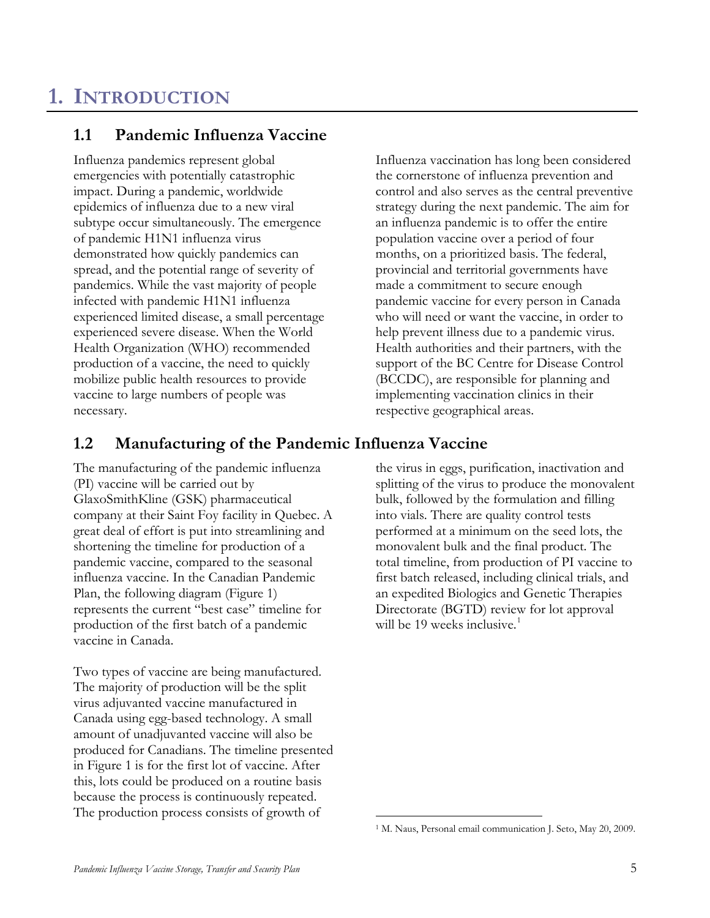# 1. INTRODUCTION

## 1.1 Pandemic Influenza Vaccine

Influenza pandemics represent global emergencies with potentially catastrophic impact. During a pandemic, worldwide epidemics of influenza due to a new viral subtype occur simultaneously. The emergence of pandemic H1N1 influenza virus demonstrated how quickly pandemics can spread, and the potential range of severity of pandemics. While the vast majority of people infected with pandemic H1N1 influenza experienced limited disease, a small percentage experienced severe disease. When the World Health Organization (WHO) recommended production of a vaccine, the need to quickly mobilize public health resources to provide vaccine to large numbers of people was necessary.

Influenza vaccination has long been considered the cornerstone of influenza prevention and control and also serves as the central preventive strategy during the next pandemic. The aim for an influenza pandemic is to offer the entire population vaccine over a period of four months, on a prioritized basis. The federal, provincial and territorial governments have made a commitment to secure enough pandemic vaccine for every person in Canada who will need or want the vaccine, in order to help prevent illness due to a pandemic virus. Health authorities and their partners, with the support of the BC Centre for Disease Control (BCCDC), are responsible for planning and implementing vaccination clinics in their respective geographical areas.

## 1.2 Manufacturing of the Pandemic Influenza Vaccine

The manufacturing of the pandemic influenza (PI) vaccine will be carried out by GlaxoSmithKline (GSK) pharmaceutical company at their Saint Foy facility in Quebec. A great deal of effort is put into streamlining and shortening the timeline for production of a pandemic vaccine, compared to the seasonal influenza vaccine. In the Canadian Pandemic Plan, the following diagram (Figure 1) represents the current "best case" timeline for production of the first batch of a pandemic vaccine in Canada.

Two types of vaccine are being manufactured. The majority of production will be the split virus adjuvanted vaccine manufactured in Canada using egg-based technology. A small amount of unadjuvanted vaccine will also be produced for Canadians. The timeline presented in Figure 1 is for the first lot of vaccine. After this, lots could be produced on a routine basis because the process is continuously repeated. The production process consists of growth of the virus in eggs, purification, inactivation and splitting of the virus to produce the monovalent bulk, followed by the formulation and filling into vials. There are quality control tests performed at a minimum on the seed lots, the monovalent bulk and the final product. The total timeline, from production of PI vaccine to first batch released, including clinical trials, and an expedited Biologics and Genetic Therapies Directorate (BGTD) review for lot approval will be 19 weeks inclusive.[1]

[1] M. Naus, Personal email communication J. Seto, May 20, 2009.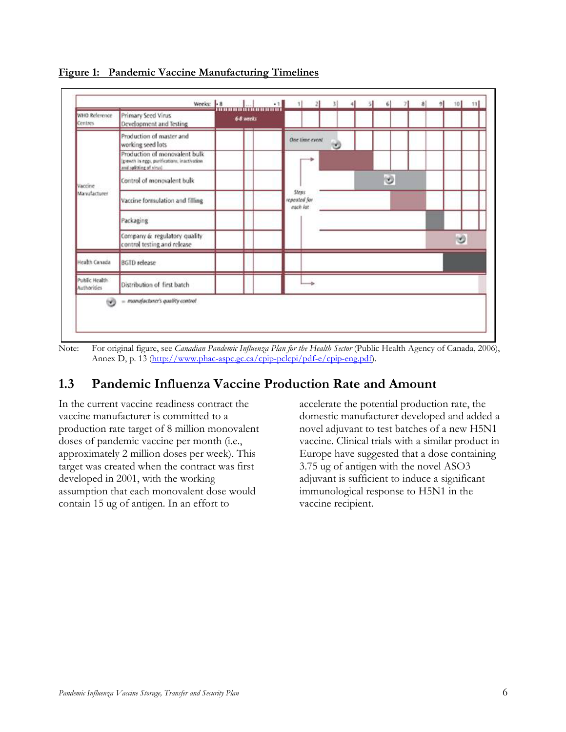**Figure 1: Pandemic Vaccine Manufacturing Timelines**

| | | Weeks: -8 ... -1 | 1 | 2 | 3 | 4 | 5 | 6 | 7 | 8 | 9 | 10 | 11 |
|---|---|---|---|---|---|---|---|---|---|---|---|---|---|
| WHO Reference Centres | Primary Seed Virus Development and Testing | 6-8 weeks | | | | | | | | | | | |
| Vaccine Manufacturer | Production of master and working seed lots | | One time event | | | | | | | | | | |
| | Production of monovalent bulk (growth in eggs, purifications, inactivation and splitting of virus) | | | | | | | | | | | | |
| | Control of monovalent bulk | | | | | | | | | | | | |
| | Vaccine formulation and filling | | Steps repeated for each lot | | | | | | | | | | |
| | Packaging | | | | | | | | | | | | |
| | Company & regulatory quality control testing and release | | | | | | | | | | | | |
| Health Canada | BGTD release | | | | | | | | | | | | |
| Public Health Authorities | Distribution of first batch | | | | | | | | | | | | |

✓ = manufacturer's quality control

Note: For original figure, see *Canadian Pandemic Influenza Plan for the Health Sector* (Public Health Agency of Canada, 2006), Annex D, p. 13 (http://www.phac-aspc.gc.ca/cpip-pclcpi/pdf-e/cpip-eng.pdf).

## 1.3 Pandemic Influenza Vaccine Production Rate and Amount

In the current vaccine readiness contract the vaccine manufacturer is committed to a production rate target of 8 million monovalent doses of pandemic vaccine per month (i.e., approximately 2 million doses per week). This target was created when the contract was first developed in 2001, with the working assumption that each monovalent dose would contain 15 ug of antigen. In an effort to accelerate the potential production rate, the domestic manufacturer developed and added a novel adjuvant to test batches of a new H5N1 vaccine. Clinical trials with a similar product in Europe have suggested that a dose containing 3.75 ug of antigen with the novel ASO3 adjuvant is sufficient to induce a significant immunological response to H5N1 in the vaccine recipient.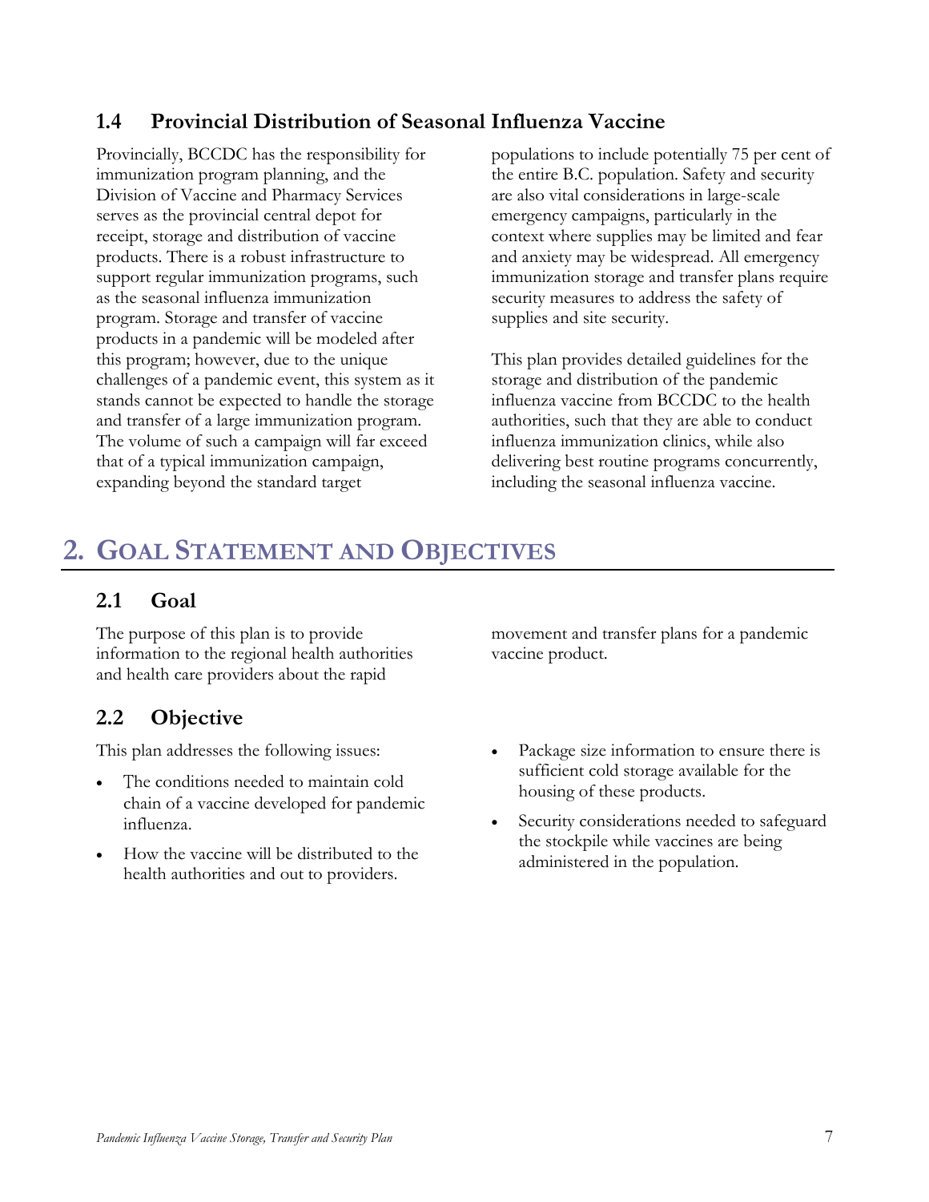### 1.4 Provincial Distribution of Seasonal Influenza Vaccine

Provincially, BCCDC has the responsibility for immunization program planning, and the Division of Vaccine and Pharmacy Services serves as the provincial central depot for receipt, storage and distribution of vaccine products. There is a robust infrastructure to support regular immunization programs, such as the seasonal influenza immunization program. Storage and transfer of vaccine products in a pandemic will be modeled after this program; however, due to the unique challenges of a pandemic event, this system as it stands cannot be expected to handle the storage and transfer of a large immunization program. The volume of such a campaign will far exceed that of a typical immunization campaign, expanding beyond the standard target populations to include potentially 75 per cent of the entire B.C. population. Safety and security are also vital considerations in large-scale emergency campaigns, particularly in the context where supplies may be limited and fear and anxiety may be widespread. All emergency immunization storage and transfer plans require security measures to address the safety of supplies and site security.

This plan provides detailed guidelines for the storage and distribution of the pandemic influenza vaccine from BCCDC to the health authorities, such that they are able to conduct influenza immunization clinics, while also delivering best routine programs concurrently, including the seasonal influenza vaccine.

## 2. Goal Statement and Objectives

### 2.1 Goal

The purpose of this plan is to provide information to the regional health authorities and health care providers about the rapid movement and transfer plans for a pandemic vaccine product.

### 2.2 Objective

This plan addresses the following issues:

- The conditions needed to maintain cold chain of a vaccine developed for pandemic influenza.
- How the vaccine will be distributed to the health authorities and out to providers.
- Package size information to ensure there is sufficient cold storage available for the housing of these products.
- Security considerations needed to safeguard the stockpile while vaccines are being administered in the population.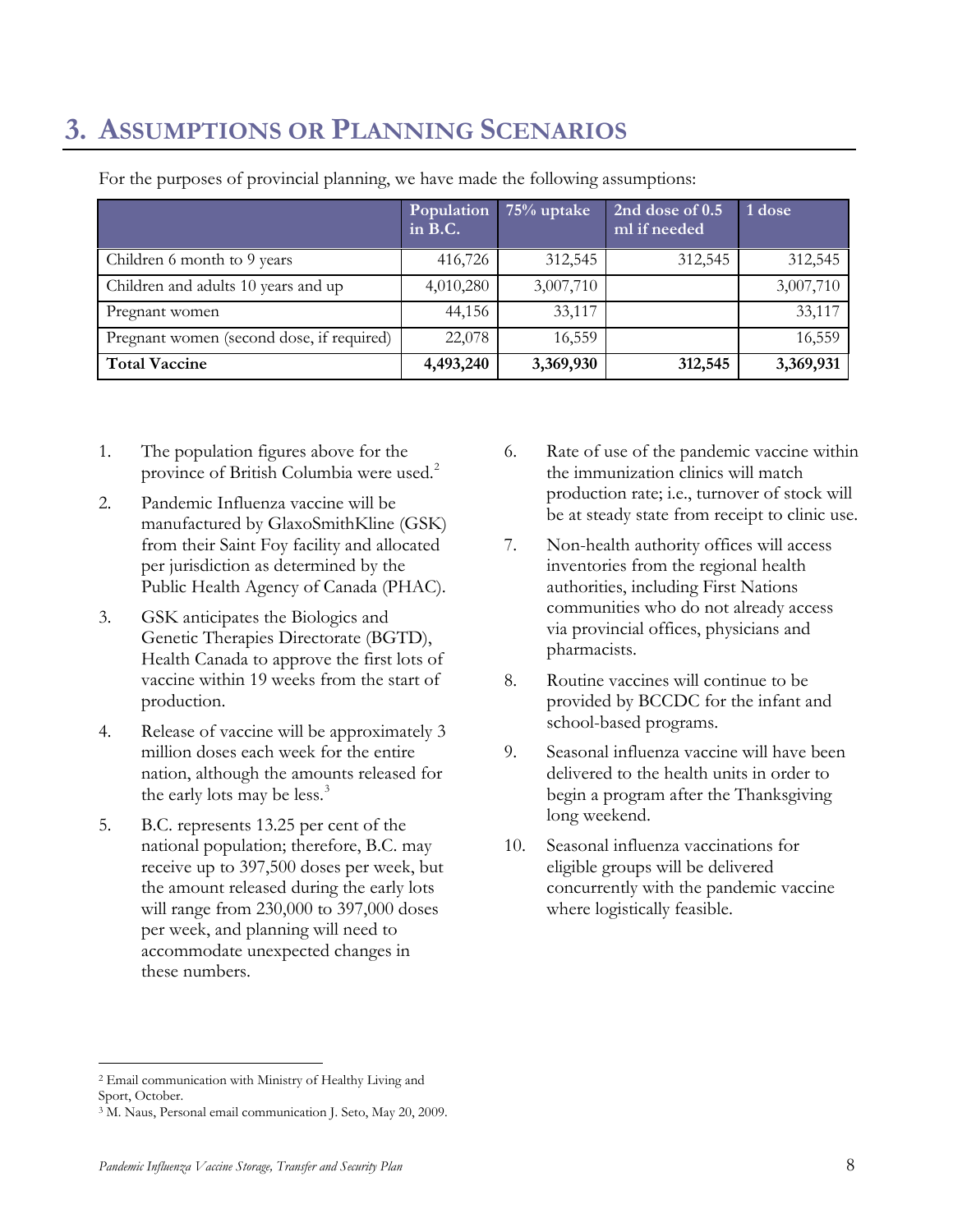# 3. Assumptions or Planning Scenarios

For the purposes of provincial planning, we have made the following assumptions:

| | Population in B.C. | 75% uptake | 2nd dose of 0.5 ml if needed | 1 dose |
|---|---|---|---|---|
| Children 6 month to 9 years | 416,726 | 312,545 | 312,545 | 312,545 |
| Children and adults 10 years and up | 4,010,280 | 3,007,710 | | 3,007,710 |
| Pregnant women | 44,156 | 33,117 | | 33,117 |
| Pregnant women (second dose, if required) | 22,078 | 16,559 | | 16,559 |
| **Total Vaccine** | **4,493,240** | **3,369,930** | **312,545** | **3,369,931** |

1. The population figures above for the province of British Columbia were used.[2]
2. Pandemic Influenza vaccine will be manufactured by GlaxoSmithKline (GSK) from their Saint Foy facility and allocated per jurisdiction as determined by the Public Health Agency of Canada (PHAC).
3. GSK anticipates the Biologics and Genetic Therapies Directorate (BGTD), Health Canada to approve the first lots of vaccine within 19 weeks from the start of production.
4. Release of vaccine will be approximately 3 million doses each week for the entire nation, although the amounts released for the early lots may be less.[3]
5. B.C. represents 13.25 per cent of the national population; therefore, B.C. may receive up to 397,500 doses per week, but the amount released during the early lots will range from 230,000 to 397,000 doses per week, and planning will need to accommodate unexpected changes in these numbers.
6. Rate of use of the pandemic vaccine within the immunization clinics will match production rate; i.e., turnover of stock will be at steady state from receipt to clinic use.
7. Non-health authority offices will access inventories from the regional health authorities, including First Nations communities who do not already access via provincial offices, physicians and pharmacists.
8. Routine vaccines will continue to be provided by BCCDC for the infant and school-based programs.
9. Seasonal influenza vaccine will have been delivered to the health units in order to begin a program after the Thanksgiving long weekend.
10. Seasonal influenza vaccinations for eligible groups will be delivered concurrently with the pandemic vaccine where logistically feasible.

[2] Email communication with Ministry of Healthy Living and Sport, October.

[3] M. Naus, Personal email communication J. Seto, May 20, 2009.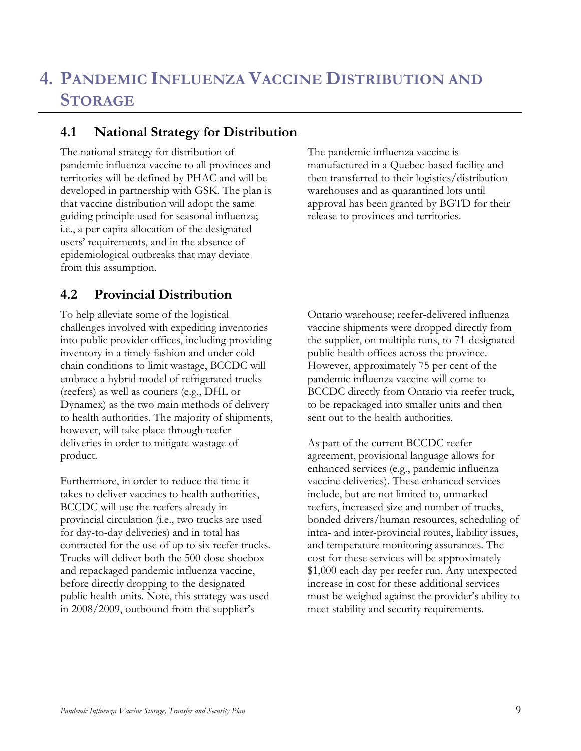# 4. Pandemic Influenza Vaccine Distribution and Storage

## 4.1 National Strategy for Distribution

The national strategy for distribution of pandemic influenza vaccine to all provinces and territories will be defined by PHAC and will be developed in partnership with GSK. The plan is that vaccine distribution will adopt the same guiding principle used for seasonal influenza; i.e., a per capita allocation of the designated users' requirements, and in the absence of epidemiological outbreaks that may deviate from this assumption.

The pandemic influenza vaccine is manufactured in a Quebec-based facility and then transferred to their logistics/distribution warehouses and as quarantined lots until approval has been granted by BGTD for their release to provinces and territories.

## 4.2 Provincial Distribution

To help alleviate some of the logistical challenges involved with expediting inventories into public provider offices, including providing inventory in a timely fashion and under cold chain conditions to limit wastage, BCCDC will embrace a hybrid model of refrigerated trucks (reefers) as well as couriers (e.g., DHL or Dynamex) as the two main methods of delivery to health authorities. The majority of shipments, however, will take place through reefer deliveries in order to mitigate wastage of product.

Furthermore, in order to reduce the time it takes to deliver vaccines to health authorities, BCCDC will use the reefers already in provincial circulation (i.e., two trucks are used for day-to-day deliveries) and in total has contracted for the use of up to six reefer trucks. Trucks will deliver both the 500-dose shoebox and repackaged pandemic influenza vaccine, before directly dropping to the designated public health units. Note, this strategy was used in 2008/2009, outbound from the supplier's Ontario warehouse; reefer-delivered influenza vaccine shipments were dropped directly from the supplier, on multiple runs, to 71-designated public health offices across the province. However, approximately 75 per cent of the pandemic influenza vaccine will come to BCCDC directly from Ontario via reefer truck, to be repackaged into smaller units and then sent out to the health authorities.

As part of the current BCCDC reefer agreement, provisional language allows for enhanced services (e.g., pandemic influenza vaccine deliveries). These enhanced services include, but are not limited to, unmarked reefers, increased size and number of trucks, bonded drivers/human resources, scheduling of intra- and inter-provincial routes, liability issues, and temperature monitoring assurances. The cost for these services will be approximately $1,000 each day per reefer run. Any unexpected increase in cost for these additional services must be weighed against the provider's ability to meet stability and security requirements.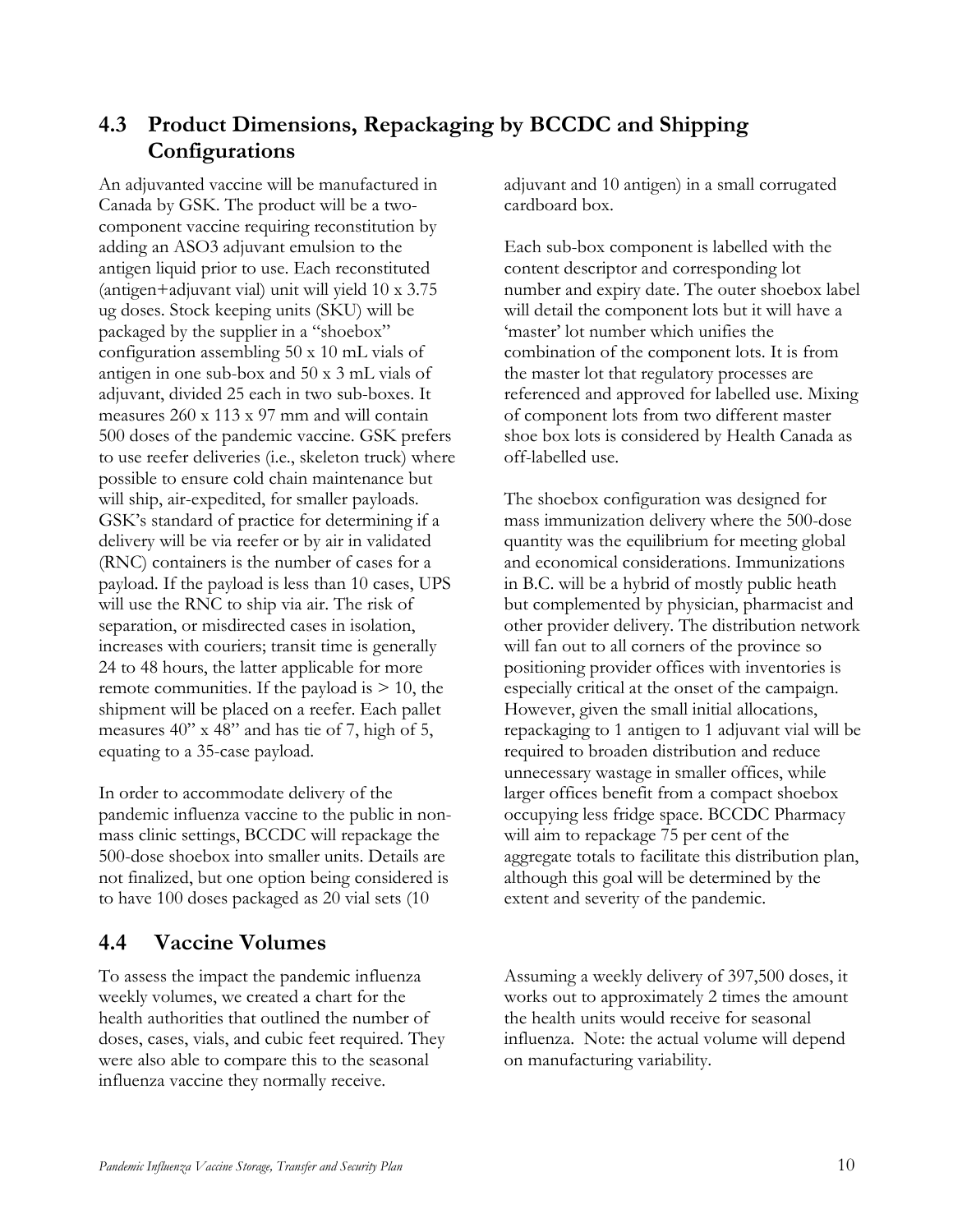## 4.3 Product Dimensions, Repackaging by BCCDC and Shipping Configurations

An adjuvanted vaccine will be manufactured in Canada by GSK. The product will be a two-component vaccine requiring reconstitution by adding an ASO3 adjuvant emulsion to the antigen liquid prior to use. Each reconstituted (antigen+adjuvant vial) unit will yield 10 x 3.75 ug doses. Stock keeping units (SKU) will be packaged by the supplier in a "shoebox" configuration assembling 50 x 10 mL vials of antigen in one sub-box and 50 x 3 mL vials of adjuvant, divided 25 each in two sub-boxes. It measures 260 x 113 x 97 mm and will contain 500 doses of the pandemic vaccine. GSK prefers to use reefer deliveries (i.e., skeleton truck) where possible to ensure cold chain maintenance but will ship, air-expedited, for smaller payloads. GSK's standard of practice for determining if a delivery will be via reefer or by air in validated (RNC) containers is the number of cases for a payload. If the payload is less than 10 cases, UPS will use the RNC to ship via air. The risk of separation, or misdirected cases in isolation, increases with couriers; transit time is generally 24 to 48 hours, the latter applicable for more remote communities. If the payload is > 10, the shipment will be placed on a reefer. Each pallet measures 40" x 48" and has tie of 7, high of 5, equating to a 35-case payload.

In order to accommodate delivery of the pandemic influenza vaccine to the public in non-mass clinic settings, BCCDC will repackage the 500-dose shoebox into smaller units. Details are not finalized, but one option being considered is to have 100 doses packaged as 20 vial sets (10 adjuvant and 10 antigen) in a small corrugated cardboard box.

Each sub-box component is labelled with the content descriptor and corresponding lot number and expiry date. The outer shoebox label will detail the component lots but it will have a 'master' lot number which unifies the combination of the component lots. It is from the master lot that regulatory processes are referenced and approved for labelled use. Mixing of component lots from two different master shoe box lots is considered by Health Canada as off-labelled use.

The shoebox configuration was designed for mass immunization delivery where the 500-dose quantity was the equilibrium for meeting global and economical considerations. Immunizations in B.C. will be a hybrid of mostly public heath but complemented by physician, pharmacist and other provider delivery. The distribution network will fan out to all corners of the province so positioning provider offices with inventories is especially critical at the onset of the campaign. However, given the small initial allocations, repackaging to 1 antigen to 1 adjuvant vial will be required to broaden distribution and reduce unnecessary wastage in smaller offices, while larger offices benefit from a compact shoebox occupying less fridge space. BCCDC Pharmacy will aim to repackage 75 per cent of the aggregate totals to facilitate this distribution plan, although this goal will be determined by the extent and severity of the pandemic.

## 4.4 Vaccine Volumes

To assess the impact the pandemic influenza weekly volumes, we created a chart for the health authorities that outlined the number of doses, cases, vials, and cubic feet required. They were also able to compare this to the seasonal influenza vaccine they normally receive.

Assuming a weekly delivery of 397,500 doses, it works out to approximately 2 times the amount the health units would receive for seasonal influenza. Note: the actual volume will depend on manufacturing variability.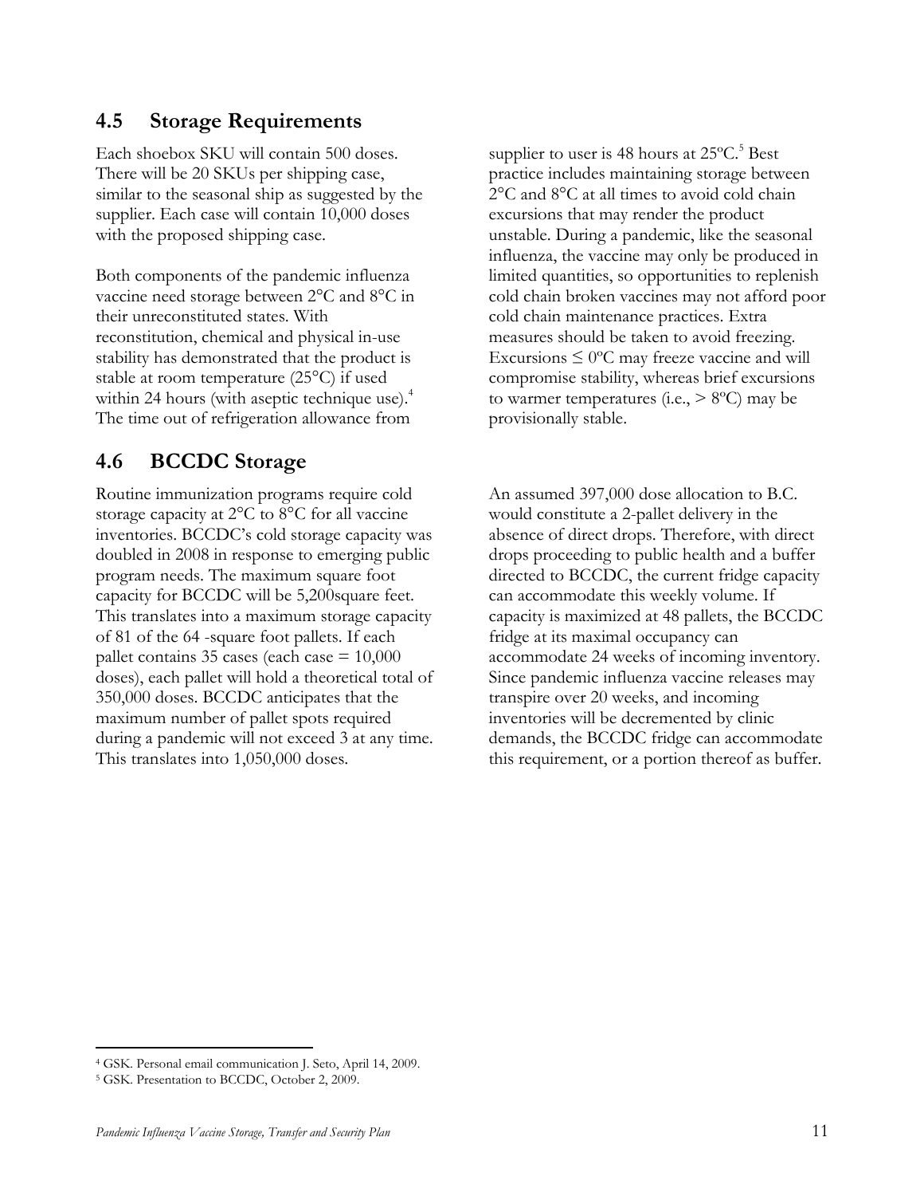## 4.5 Storage Requirements

Each shoebox SKU will contain 500 doses. There will be 20 SKUs per shipping case, similar to the seasonal ship as suggested by the supplier. Each case will contain 10,000 doses with the proposed shipping case.

Both components of the pandemic influenza vaccine need storage between 2°C and 8°C in their unreconstituted states. With reconstitution, chemical and physical in-use stability has demonstrated that the product is stable at room temperature (25°C) if used within 24 hours (with aseptic technique use).[4] The time out of refrigeration allowance from supplier to user is 48 hours at 25ºC.[5] Best practice includes maintaining storage between 2°C and 8°C at all times to avoid cold chain excursions that may render the product unstable. During a pandemic, like the seasonal influenza, the vaccine may only be produced in limited quantities, so opportunities to replenish cold chain broken vaccines may not afford poor cold chain maintenance practices. Extra measures should be taken to avoid freezing. Excursions ≤ 0ºC may freeze vaccine and will compromise stability, whereas brief excursions to warmer temperatures (i.e., > 8ºC) may be provisionally stable.

## 4.6 BCCDC Storage

Routine immunization programs require cold storage capacity at 2°C to 8°C for all vaccine inventories. BCCDC's cold storage capacity was doubled in 2008 in response to emerging public program needs. The maximum square foot capacity for BCCDC will be 5,200square feet. This translates into a maximum storage capacity of 81 of the 64 -square foot pallets. If each pallet contains 35 cases (each case = 10,000 doses), each pallet will hold a theoretical total of 350,000 doses. BCCDC anticipates that the maximum number of pallet spots required during a pandemic will not exceed 3 at any time. This translates into 1,050,000 doses.

An assumed 397,000 dose allocation to B.C. would constitute a 2-pallet delivery in the absence of direct drops. Therefore, with direct drops proceeding to public health and a buffer directed to BCCDC, the current fridge capacity can accommodate this weekly volume. If capacity is maximized at 48 pallets, the BCCDC fridge at its maximal occupancy can accommodate 24 weeks of incoming inventory. Since pandemic influenza vaccine releases may transpire over 20 weeks, and incoming inventories will be decremented by clinic demands, the BCCDC fridge can accommodate this requirement, or a portion thereof as buffer.

---

[4] GSK. Personal email communication J. Seto, April 14, 2009.

[5] GSK. Presentation to BCCDC, October 2, 2009.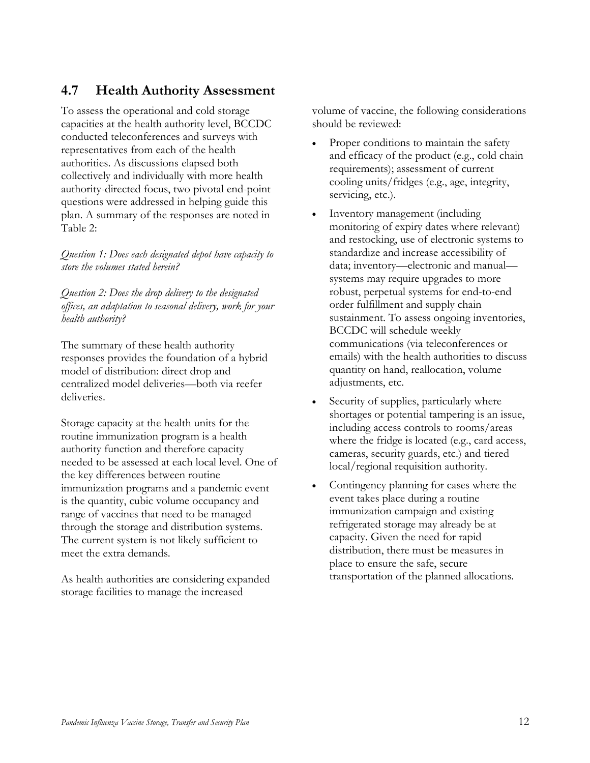## 4.7 Health Authority Assessment

To assess the operational and cold storage capacities at the health authority level, BCCDC conducted teleconferences and surveys with representatives from each of the health authorities. As discussions elapsed both collectively and individually with more health authority-directed focus, two pivotal end-point questions were addressed in helping guide this plan. A summary of the responses are noted in Table 2:

*Question 1: Does each designated depot have capacity to store the volumes stated herein?*

*Question 2: Does the drop delivery to the designated offices, an adaptation to seasonal delivery, work for your health authority?*

The summary of these health authority responses provides the foundation of a hybrid model of distribution: direct drop and centralized model deliveries—both via reefer deliveries.

Storage capacity at the health units for the routine immunization program is a health authority function and therefore capacity needed to be assessed at each local level. One of the key differences between routine immunization programs and a pandemic event is the quantity, cubic volume occupancy and range of vaccines that need to be managed through the storage and distribution systems. The current system is not likely sufficient to meet the extra demands.

As health authorities are considering expanded storage facilities to manage the increased volume of vaccine, the following considerations should be reviewed:

- Proper conditions to maintain the safety and efficacy of the product (e.g., cold chain requirements); assessment of current cooling units/fridges (e.g., age, integrity, servicing, etc.).
- Inventory management (including monitoring of expiry dates where relevant) and restocking, use of electronic systems to standardize and increase accessibility of data; inventory—electronic and manual—systems may require upgrades to more robust, perpetual systems for end-to-end order fulfillment and supply chain sustainment. To assess ongoing inventories, BCCDC will schedule weekly communications (via teleconferences or emails) with the health authorities to discuss quantity on hand, reallocation, volume adjustments, etc.
- Security of supplies, particularly where shortages or potential tampering is an issue, including access controls to rooms/areas where the fridge is located (e.g., card access, cameras, security guards, etc.) and tiered local/regional requisition authority.
- Contingency planning for cases where the event takes place during a routine immunization campaign and existing refrigerated storage may already be at capacity. Given the need for rapid distribution, there must be measures in place to ensure the safe, secure transportation of the planned allocations.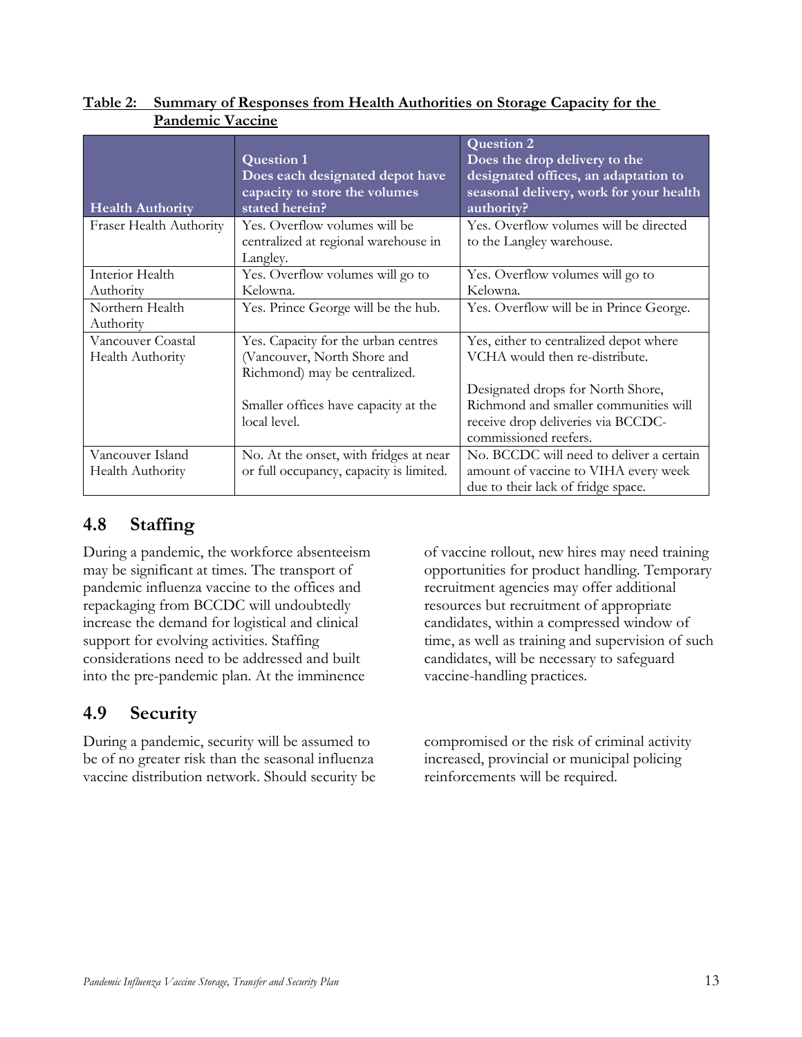**Table 2: Summary of Responses from Health Authorities on Storage Capacity for the Pandemic Vaccine**

| Health Authority | Question 1<br>Does each designated depot have capacity to store the volumes stated herein? | Question 2<br>Does the drop delivery to the designated offices, an adaptation to seasonal delivery, work for your health authority? |
|---|---|---|
| Fraser Health Authority | Yes. Overflow volumes will be centralized at regional warehouse in Langley. | Yes. Overflow volumes will be directed to the Langley warehouse. |
| Interior Health Authority | Yes. Overflow volumes will go to Kelowna. | Yes. Overflow volumes will go to Kelowna. |
| Northern Health Authority | Yes. Prince George will be the hub. | Yes. Overflow will be in Prince George. |
| Vancouver Coastal Health Authority | Yes. Capacity for the urban centres (Vancouver, North Shore and Richmond) may be centralized.<br><br>Smaller offices have capacity at the local level. | Yes, either to centralized depot where VCHA would then re-distribute.<br><br>Designated drops for North Shore, Richmond and smaller communities will receive drop deliveries via BCCDC-commissioned reefers. |
| Vancouver Island Health Authority | No. At the onset, with fridges at near or full occupancy, capacity is limited. | No. BCCDC will need to deliver a certain amount of vaccine to VIHA every week due to their lack of fridge space. |

## 4.8 Staffing

During a pandemic, the workforce absenteeism may be significant at times. The transport of pandemic influenza vaccine to the offices and repackaging from BCCDC will undoubtedly increase the demand for logistical and clinical support for evolving activities. Staffing considerations need to be addressed and built into the pre-pandemic plan. At the imminence of vaccine rollout, new hires may need training opportunities for product handling. Temporary recruitment agencies may offer additional resources but recruitment of appropriate candidates, within a compressed window of time, as well as training and supervision of such candidates, will be necessary to safeguard vaccine-handling practices.

## 4.9 Security

During a pandemic, security will be assumed to be of no greater risk than the seasonal influenza vaccine distribution network. Should security be compromised or the risk of criminal activity increased, provincial or municipal policing reinforcements will be required.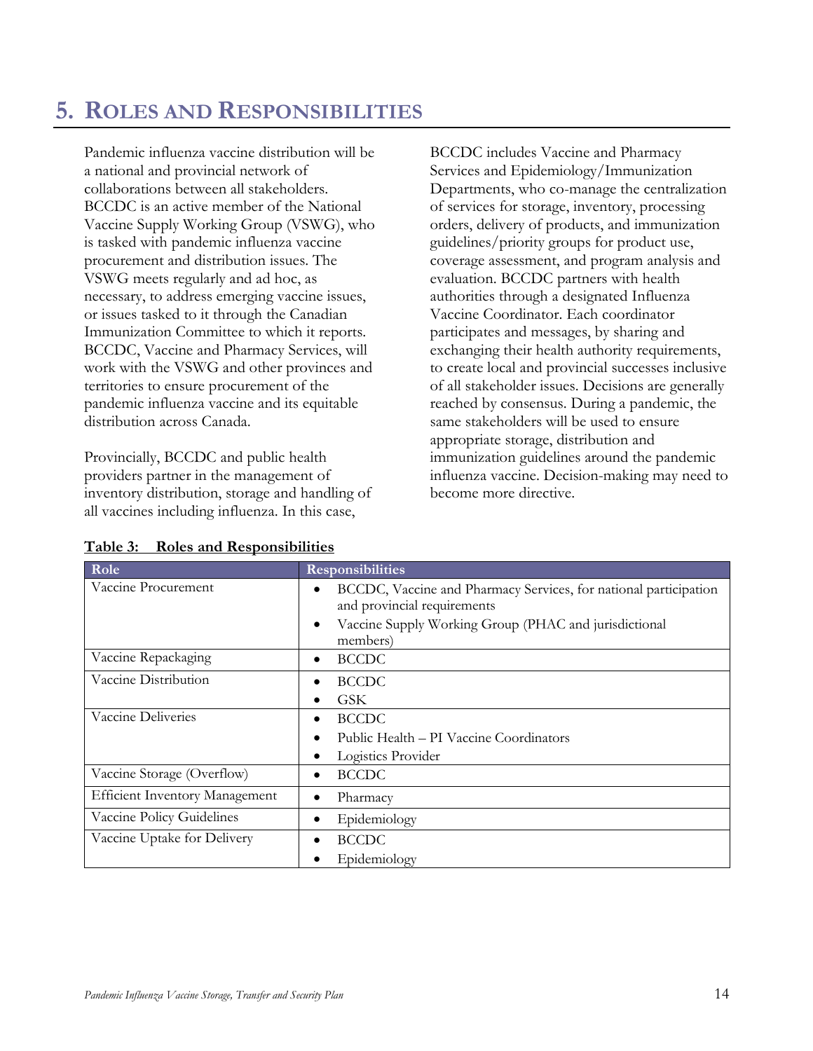# 5. Roles and Responsibilities

Pandemic influenza vaccine distribution will be a national and provincial network of collaborations between all stakeholders. BCCDC is an active member of the National Vaccine Supply Working Group (VSWG), who is tasked with pandemic influenza vaccine procurement and distribution issues. The VSWG meets regularly and ad hoc, as necessary, to address emerging vaccine issues, or issues tasked to it through the Canadian Immunization Committee to which it reports. BCCDC, Vaccine and Pharmacy Services, will work with the VSWG and other provinces and territories to ensure procurement of the pandemic influenza vaccine and its equitable distribution across Canada.

Provincially, BCCDC and public health providers partner in the management of inventory distribution, storage and handling of all vaccines including influenza. In this case, BCCDC includes Vaccine and Pharmacy Services and Epidemiology/Immunization Departments, who co-manage the centralization of services for storage, inventory, processing orders, delivery of products, and immunization guidelines/priority groups for product use, coverage assessment, and program analysis and evaluation. BCCDC partners with health authorities through a designated Influenza Vaccine Coordinator. Each coordinator participates and messages, by sharing and exchanging their health authority requirements, to create local and provincial successes inclusive of all stakeholder issues. Decisions are generally reached by consensus. During a pandemic, the same stakeholders will be used to ensure appropriate storage, distribution and immunization guidelines around the pandemic influenza vaccine. Decision-making may need to become more directive.

**Table 3: Roles and Responsibilities**

| Role | Responsibilities |
|---|---|
| Vaccine Procurement | • BCCDC, Vaccine and Pharmacy Services, for national participation and provincial requirements<br>• Vaccine Supply Working Group (PHAC and jurisdictional members) |
| Vaccine Repackaging | • BCCDC |
| Vaccine Distribution | • BCCDC<br>• GSK |
| Vaccine Deliveries | • BCCDC<br>• Public Health – PI Vaccine Coordinators<br>• Logistics Provider |
| Vaccine Storage (Overflow) | • BCCDC |
| Efficient Inventory Management | • Pharmacy |
| Vaccine Policy Guidelines | • Epidemiology |
| Vaccine Uptake for Delivery | • BCCDC<br>• Epidemiology |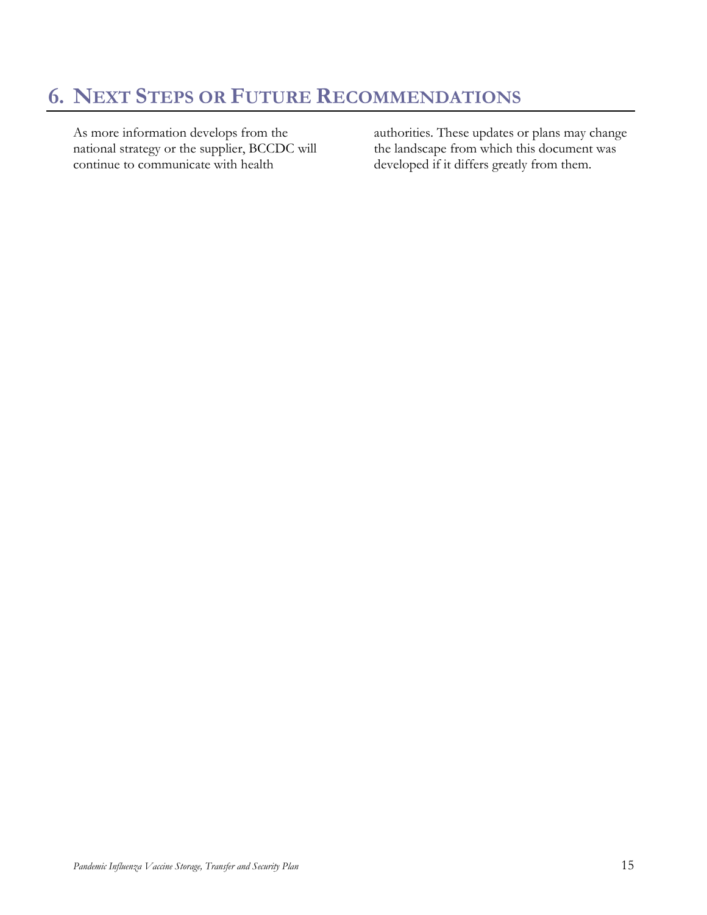# 6. Next Steps or Future Recommendations

As more information develops from the national strategy or the supplier, BCCDC will continue to communicate with health authorities. These updates or plans may change the landscape from which this document was developed if it differs greatly from them.